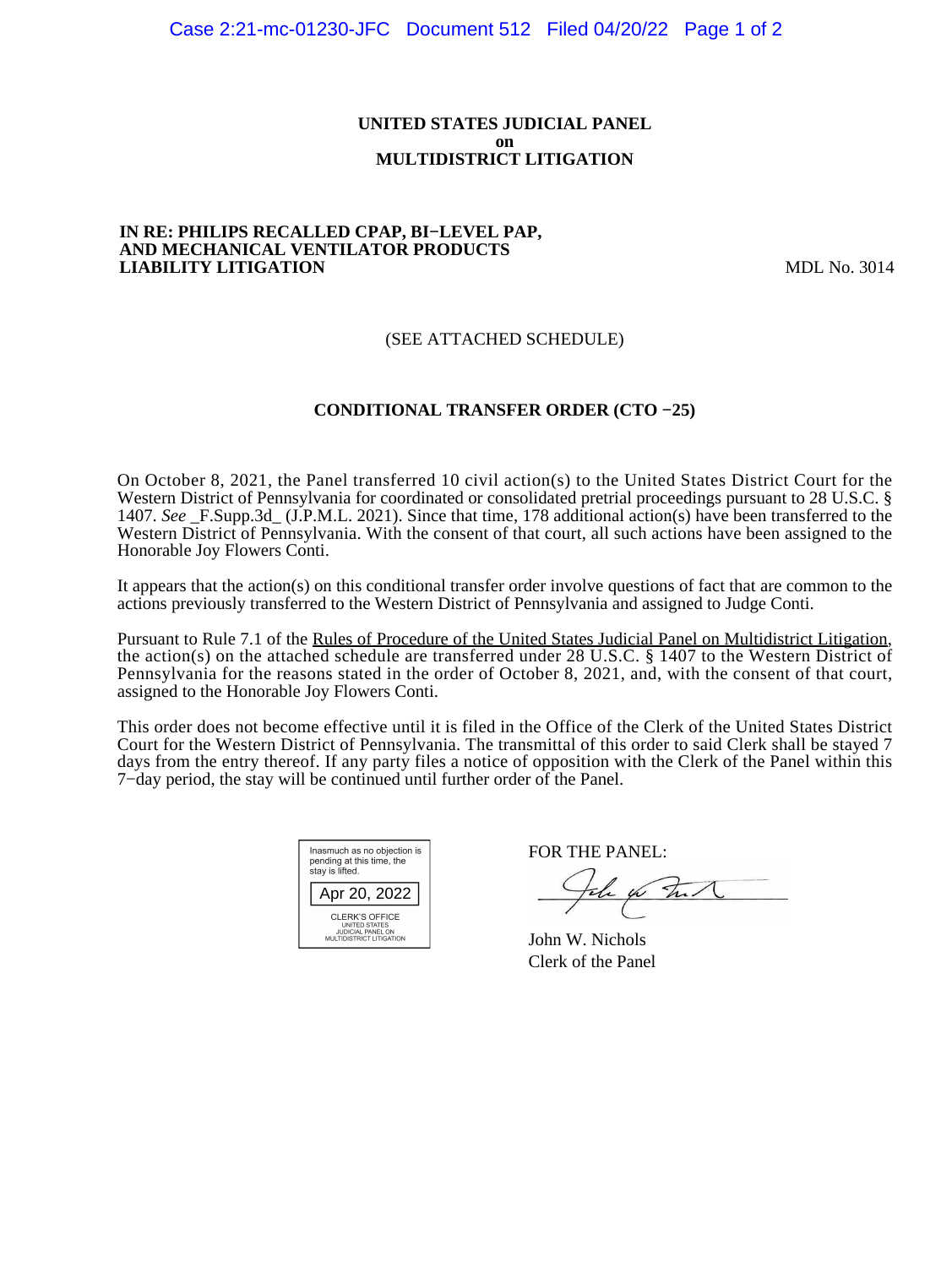**UNITED STATES JUDICIAL PANEL**
**on**
**MULTIDISTRICT LITIGATION**

**IN RE: PHILIPS RECALLED CPAP, BI−LEVEL PAP, AND MECHANICAL VENTILATOR PRODUCTS LIABILITY LITIGATION** MDL No. 3014

(SEE ATTACHED SCHEDULE)

**CONDITIONAL TRANSFER ORDER (CTO −25)**

On October 8, 2021, the Panel transferred 10 civil action(s) to the United States District Court for the Western District of Pennsylvania for coordinated or consolidated pretrial proceedings pursuant to 28 U.S.C. § 1407. *See* _F.Supp.3d_ (J.P.M.L. 2021). Since that time, 178 additional action(s) have been transferred to the Western District of Pennsylvania. With the consent of that court, all such actions have been assigned to the Honorable Joy Flowers Conti.

It appears that the action(s) on this conditional transfer order involve questions of fact that are common to the actions previously transferred to the Western District of Pennsylvania and assigned to Judge Conti.

Pursuant to Rule 7.1 of the Rules of Procedure of the United States Judicial Panel on Multidistrict Litigation, the action(s) on the attached schedule are transferred under 28 U.S.C. § 1407 to the Western District of Pennsylvania for the reasons stated in the order of October 8, 2021, and, with the consent of that court, assigned to the Honorable Joy Flowers Conti.

This order does not become effective until it is filed in the Office of the Clerk of the United States District Court for the Western District of Pennsylvania. The transmittal of this order to said Clerk shall be stayed 7 days from the entry thereof. If any party files a notice of opposition with the Clerk of the Panel within this 7−day period, the stay will be continued until further order of the Panel.

Inasmuch as no objection is pending at this time, the stay is lifted.

Apr 20, 2022

CLERK'S OFFICE
UNITED STATES
JUDICIAL PANEL ON
MULTIDISTRICT LITIGATION

FOR THE PANEL:

John W. Nichols
Clerk of the Panel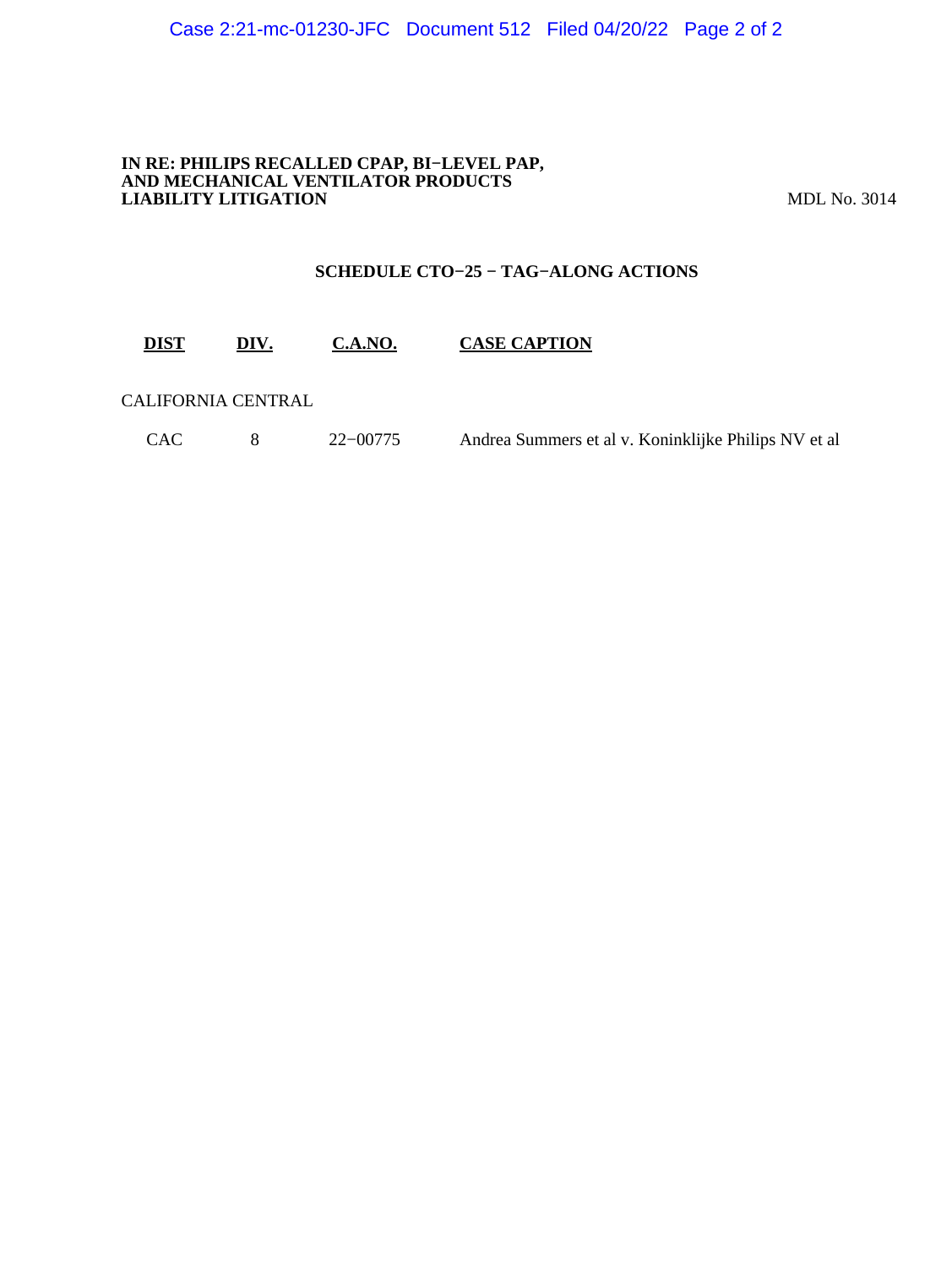**IN RE: PHILIPS RECALLED CPAP, BI−LEVEL PAP, AND MECHANICAL VENTILATOR PRODUCTS LIABILITY LITIGATION**

MDL No. 3014

## SCHEDULE CTO−25 − TAG−ALONG ACTIONS

| DIST | DIV. | C.A.NO. | CASE CAPTION |
|---|---|---|---|
| CALIFORNIA CENTRAL | | | |
| CAC | 8 | 22−00775 | Andrea Summers et al v. Koninklijke Philips NV et al |